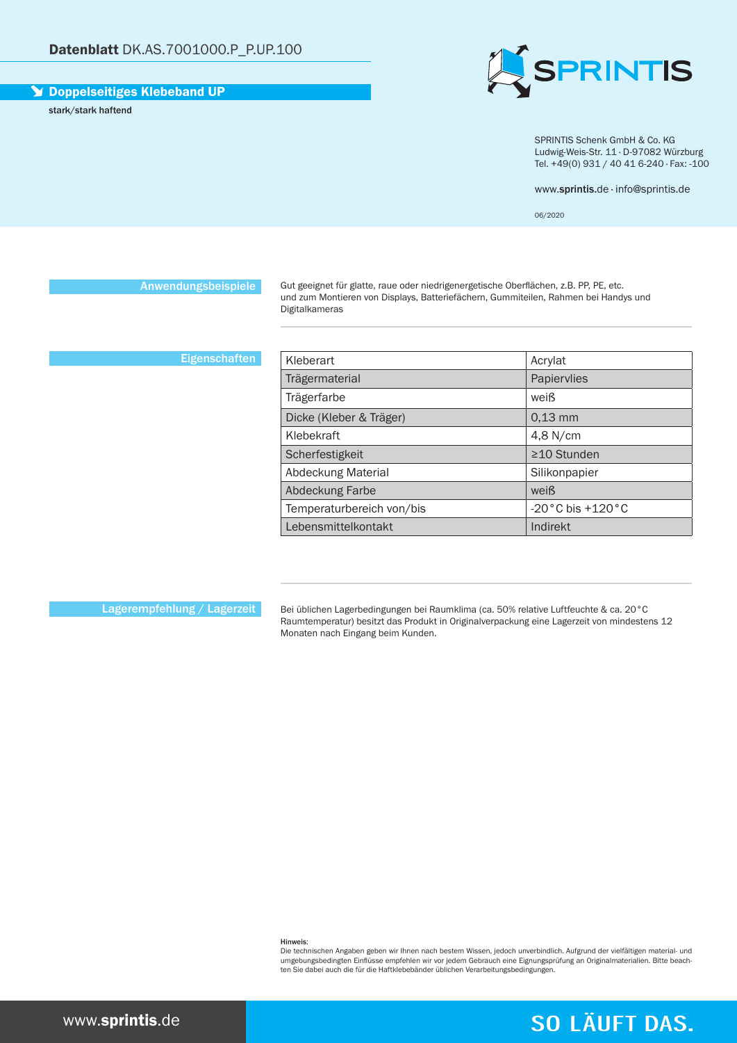# **Datenblatt** DK.AS.7001000.P_P.UP.100

## Doppelseitiges Klebeband UP

stark/stark haftend

SPRINTIS Schenk GmbH & Co. KG
Ludwig-Weis-Str. 11 · D-97082 Würzburg
Tel. +49(0) 931 / 40 41 6-240 · Fax: -100

www.**sprintis**.de · info@sprintis.de

06/2020

### Anwendungsbeispiele

Gut geeignet für glatte, raue oder niedrigenergetische Oberflächen, z.B. PP, PE, etc.
und zum Montieren von Displays, Batteriefächern, Gummiteilen, Rahmen bei Handys und Digitalkameras

### Eigenschaften

| Kleberart | Acrylat |
|---|---|
| Trägermaterial | Papiervlies |
| Trägerfarbe | weiß |
| Dicke (Kleber & Träger) | 0,13 mm |
| Klebekraft | 4,8 N/cm |
| Scherfestigkeit | ≥10 Stunden |
| Abdeckung Material | Silikonpapier |
| Abdeckung Farbe | weiß |
| Temperaturbereich von/bis | -20°C bis +120°C |
| Lebensmittelkontakt | Indirekt |

### Lagerempfehlung / Lagerzeit

Bei üblichen Lagerbedingungen bei Raumklima (ca. 50% relative Luftfeuchte & ca. 20°C Raumtemperatur) besitzt das Produkt in Originalverpackung eine Lagerzeit von mindestens 12 Monaten nach Eingang beim Kunden.

**Hinweis:**
Die technischen Angaben geben wir Ihnen nach bestem Wissen, jedoch unverbindlich. Aufgrund der vielfältigen material- und umgebungsbedingten Einflüsse empfehlen wir vor jedem Gebrauch eine Eignungsprüfung an Originalmaterialien. Bitte beachten Sie dabei auch die für die Haftklebebänder üblichen Verarbeitungsbedingungen.

www.**sprintis**.de

SO LÄUFT DAS.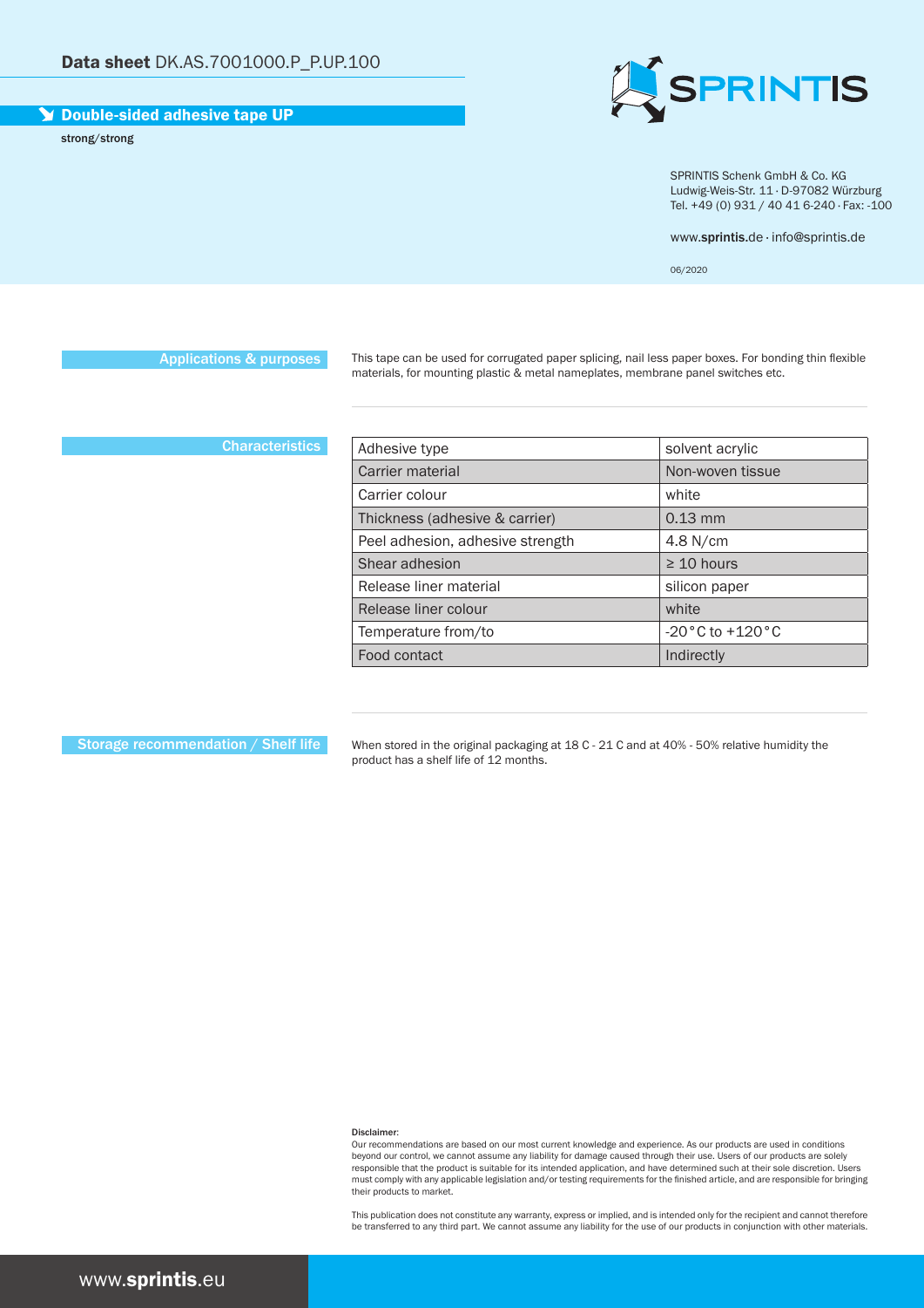**Data sheet** DK.AS.7001000.P_P.UP.100

## Double-sided adhesive tape UP

strong/strong

SPRINTIS Schenk GmbH & Co. KG
Ludwig-Weis-Str. 11 · D-97082 Würzburg
Tel. +49 (0) 931 / 40 41 6-240 · Fax: -100

www.**sprintis**.de · info@sprintis.de

06/2020

### Applications & purposes

This tape can be used for corrugated paper splicing, nail less paper boxes. For bonding thin flexible materials, for mounting plastic & metal nameplates, membrane panel switches etc.

### Characteristics

| | |
|---|---|
| Adhesive type | solvent acrylic |
| Carrier material | Non-woven tissue |
| Carrier colour | white |
| Thickness (adhesive & carrier) | 0.13 mm |
| Peel adhesion, adhesive strength | 4.8 N/cm |
| Shear adhesion | ≥ 10 hours |
| Release liner material | silicon paper |
| Release liner colour | white |
| Temperature from/to | -20 °C to +120 °C |
| Food contact | Indirectly |

### Storage recommendation / Shelf life

When stored in the original packaging at 18 C - 21 C and at 40% - 50% relative humidity the product has a shelf life of 12 months.

Disclaimer:
Our recommendations are based on our most current knowledge and experience. As our products are used in conditions beyond our control, we cannot assume any liability for damage caused through their use. Users of our products are solely responsible that the product is suitable for its intended application, and have determined such at their sole discretion. Users must comply with any applicable legislation and/or testing requirements for the finished article, and are responsible for bringing their products to market.

This publication does not constitute any warranty, express or implied, and is intended only for the recipient and cannot therefore be transferred to any third part. We cannot assume any liability for the use of our products in conjunction with other materials.

www.**sprintis**.eu